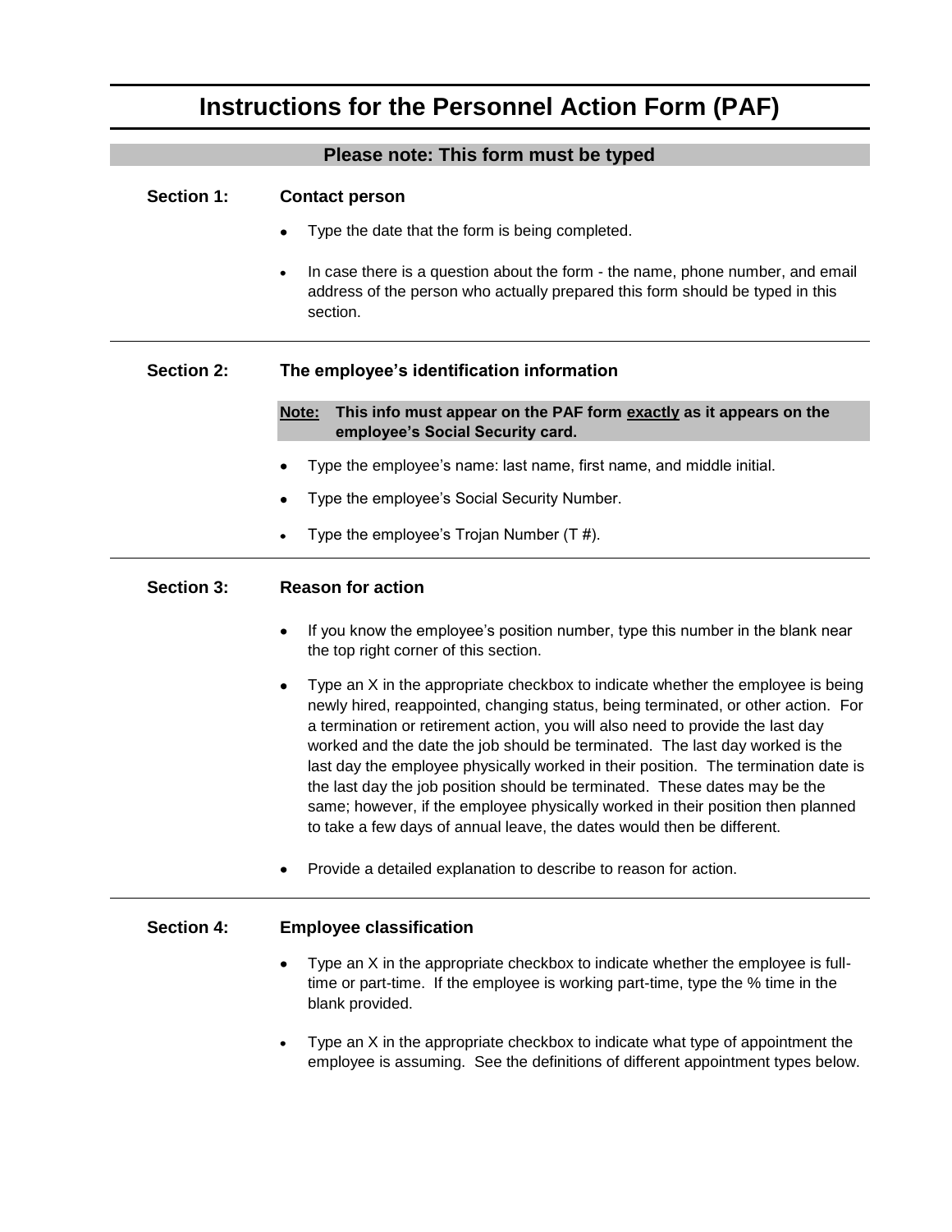# Instructions for the Personnel Action Form (PAF)

**Please note: This form must be typed**

## Section 1: Contact person

- Type the date that the form is being completed.
- In case there is a question about the form - the name, phone number, and email address of the person who actually prepared this form should be typed in this section.

## Section 2: The employee's identification information

**Note: This info must appear on the PAF form <u>exactly</u> as it appears on the employee's Social Security card.**

- Type the employee's name: last name, first name, and middle initial.
- Type the employee's Social Security Number.
- Type the employee's Trojan Number (T #).

## Section 3: Reason for action

- If you know the employee's position number, type this number in the blank near the top right corner of this section.
- Type an X in the appropriate checkbox to indicate whether the employee is being newly hired, reappointed, changing status, being terminated, or other action. For a termination or retirement action, you will also need to provide the last day worked and the date the job should be terminated. The last day worked is the last day the employee physically worked in their position. The termination date is the last day the job position should be terminated. These dates may be the same; however, if the employee physically worked in their position then planned to take a few days of annual leave, the dates would then be different.
- Provide a detailed explanation to describe to reason for action.

## Section 4: Employee classification

- Type an X in the appropriate checkbox to indicate whether the employee is full-time or part-time. If the employee is working part-time, type the % time in the blank provided.
- Type an X in the appropriate checkbox to indicate what type of appointment the employee is assuming. See the definitions of different appointment types below.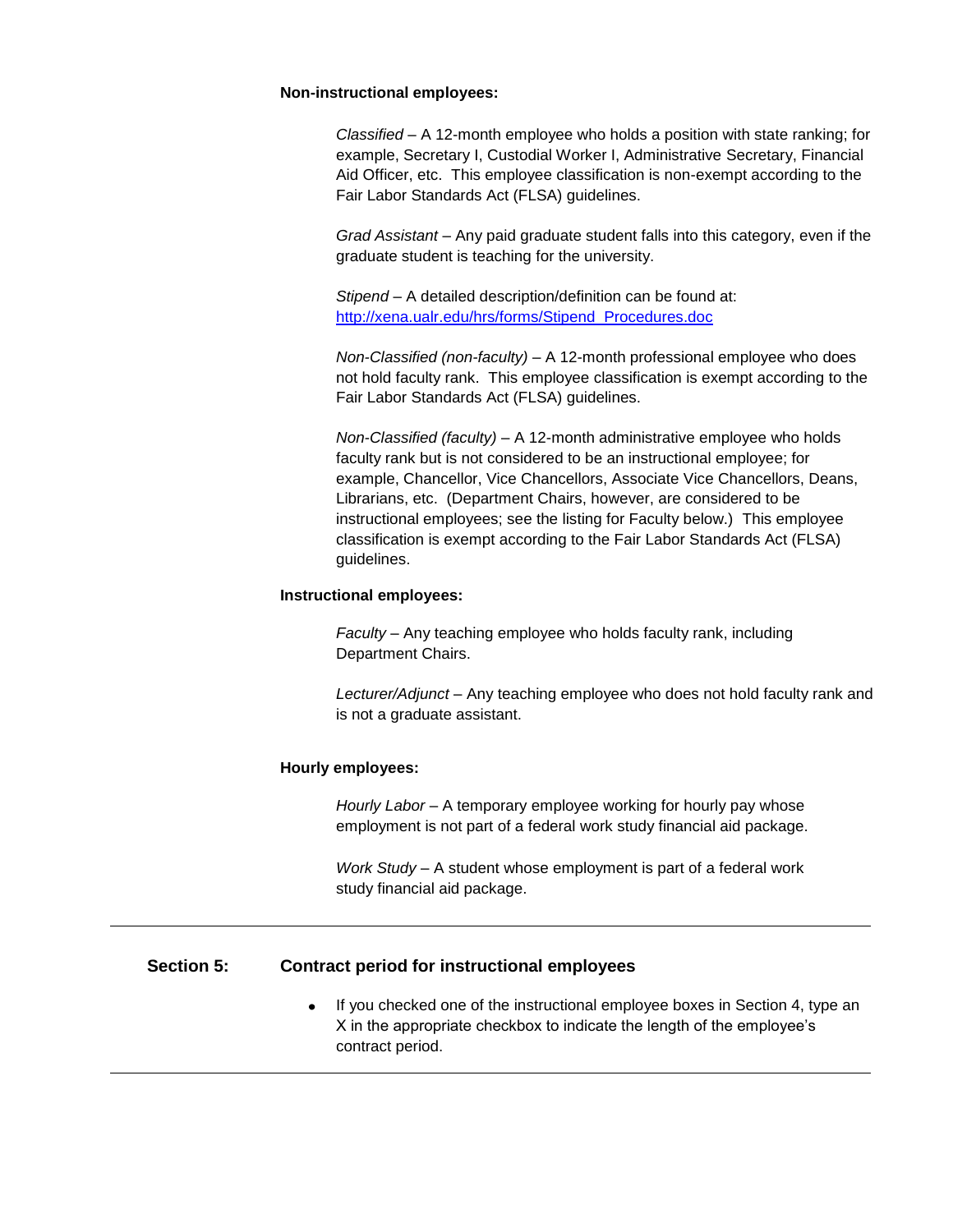**Non-instructional employees:**

*Classified* – A 12-month employee who holds a position with state ranking; for example, Secretary I, Custodial Worker I, Administrative Secretary, Financial Aid Officer, etc. This employee classification is non-exempt according to the Fair Labor Standards Act (FLSA) guidelines.

*Grad Assistant* – Any paid graduate student falls into this category, even if the graduate student is teaching for the university.

*Stipend* – A detailed description/definition can be found at: [http://xena.ualr.edu/hrs/forms/Stipend_Procedures.doc](http://xena.ualr.edu/hrs/forms/Stipend_Procedures.doc)

*Non-Classified (non-faculty)* – A 12-month professional employee who does not hold faculty rank. This employee classification is exempt according to the Fair Labor Standards Act (FLSA) guidelines.

*Non-Classified (faculty)* – A 12-month administrative employee who holds faculty rank but is not considered to be an instructional employee; for example, Chancellor, Vice Chancellors, Associate Vice Chancellors, Deans, Librarians, etc. (Department Chairs, however, are considered to be instructional employees; see the listing for Faculty below.) This employee classification is exempt according to the Fair Labor Standards Act (FLSA) guidelines.

**Instructional employees:**

*Faculty* – Any teaching employee who holds faculty rank, including Department Chairs.

*Lecturer/Adjunct* – Any teaching employee who does not hold faculty rank and is not a graduate assistant.

**Hourly employees:**

*Hourly Labor* – A temporary employee working for hourly pay whose employment is not part of a federal work study financial aid package.

*Work Study* – A student whose employment is part of a federal work study financial aid package.

---

## Section 5: Contract period for instructional employees

- If you checked one of the instructional employee boxes in Section 4, type an X in the appropriate checkbox to indicate the length of the employee's contract period.

---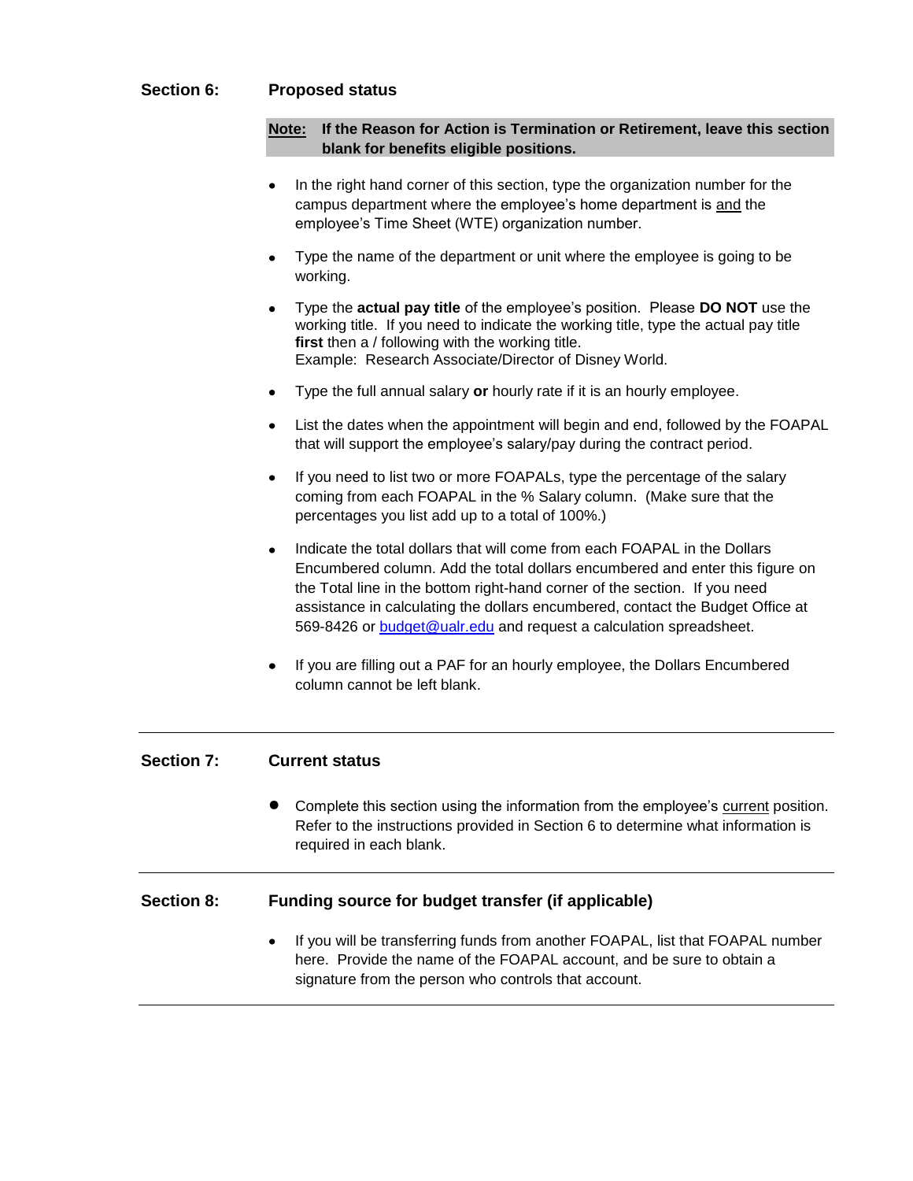## Section 6: Proposed status

**Note: If the Reason for Action is Termination or Retirement, leave this section blank for benefits eligible positions.**

- In the right hand corner of this section, type the organization number for the campus department where the employee's home department is and the employee's Time Sheet (WTE) organization number.
- Type the name of the department or unit where the employee is going to be working.
- Type the **actual pay title** of the employee's position. Please **DO NOT** use the working title. If you need to indicate the working title, type the actual pay title **first** then a / following with the working title.
  Example: Research Associate/Director of Disney World.
- Type the full annual salary **or** hourly rate if it is an hourly employee.
- List the dates when the appointment will begin and end, followed by the FOAPAL that will support the employee's salary/pay during the contract period.
- If you need to list two or more FOAPALs, type the percentage of the salary coming from each FOAPAL in the % Salary column. (Make sure that the percentages you list add up to a total of 100%.)
- Indicate the total dollars that will come from each FOAPAL in the Dollars Encumbered column. Add the total dollars encumbered and enter this figure on the Total line in the bottom right-hand corner of the section. If you need assistance in calculating the dollars encumbered, contact the Budget Office at 569-8426 or budget@ualr.edu and request a calculation spreadsheet.
- If you are filling out a PAF for an hourly employee, the Dollars Encumbered column cannot be left blank.

---

## Section 7: Current status

- Complete this section using the information from the employee's current position. Refer to the instructions provided in Section 6 to determine what information is required in each blank.

---

## Section 8: Funding source for budget transfer (if applicable)

- If you will be transferring funds from another FOAPAL, list that FOAPAL number here. Provide the name of the FOAPAL account, and be sure to obtain a signature from the person who controls that account.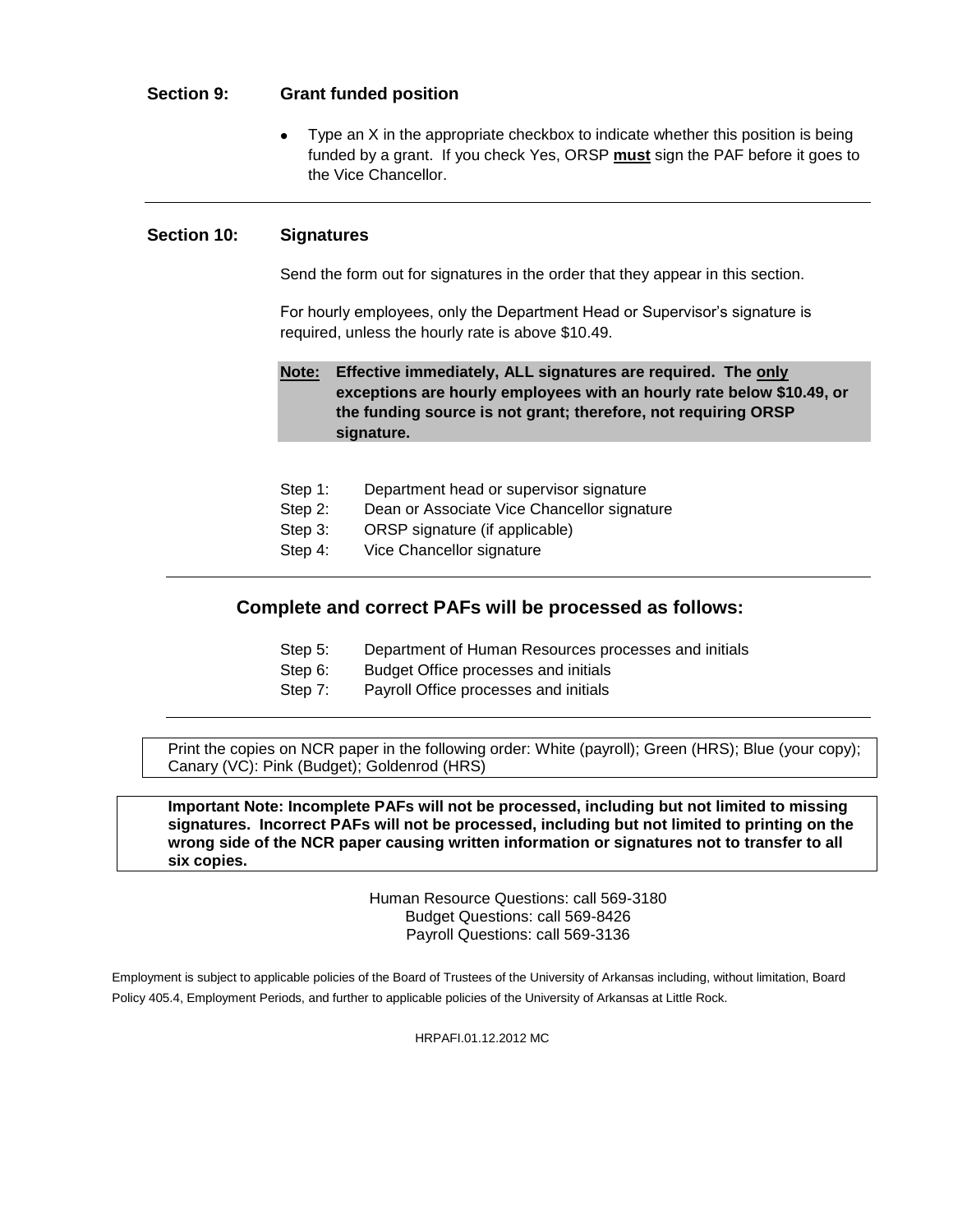## Section 9: Grant funded position

- Type an X in the appropriate checkbox to indicate whether this position is being funded by a grant. If you check Yes, ORSP **must** sign the PAF before it goes to the Vice Chancellor.

---

## Section 10: Signatures

Send the form out for signatures in the order that they appear in this section.

For hourly employees, only the Department Head or Supervisor's signature is required, unless the hourly rate is above $10.49.

**Note: Effective immediately, ALL signatures are required. The only exceptions are hourly employees with an hourly rate below $10.49, or the funding source is not grant; therefore, not requiring ORSP signature.**

Step 1: Department head or supervisor signature
Step 2: Dean or Associate Vice Chancellor signature
Step 3: ORSP signature (if applicable)
Step 4: Vice Chancellor signature

---

## Complete and correct PAFs will be processed as follows:

Step 5: Department of Human Resources processes and initials
Step 6: Budget Office processes and initials
Step 7: Payroll Office processes and initials

---

Print the copies on NCR paper in the following order: White (payroll); Green (HRS); Blue (your copy); Canary (VC): Pink (Budget); Goldenrod (HRS)

**Important Note: Incomplete PAFs will not be processed, including but not limited to missing signatures. Incorrect PAFs will not be processed, including but not limited to printing on the wrong side of the NCR paper causing written information or signatures not to transfer to all six copies.**

Human Resource Questions: call 569-3180
Budget Questions: call 569-8426
Payroll Questions: call 569-3136

Employment is subject to applicable policies of the Board of Trustees of the University of Arkansas including, without limitation, Board Policy 405.4, Employment Periods, and further to applicable policies of the University of Arkansas at Little Rock.

HRPAFI.01.12.2012 MC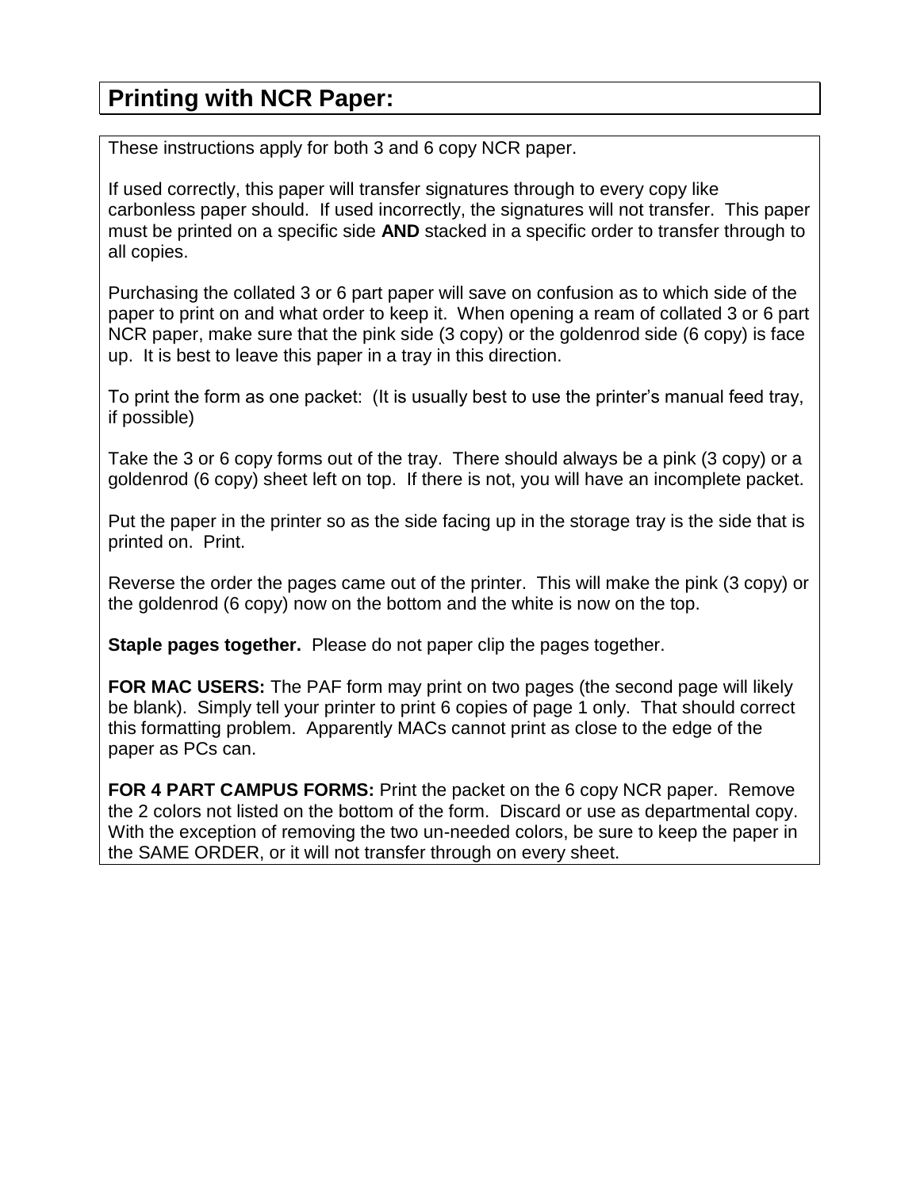# Printing with NCR Paper:

These instructions apply for both 3 and 6 copy NCR paper.

If used correctly, this paper will transfer signatures through to every copy like carbonless paper should. If used incorrectly, the signatures will not transfer. This paper must be printed on a specific side **AND** stacked in a specific order to transfer through to all copies.

Purchasing the collated 3 or 6 part paper will save on confusion as to which side of the paper to print on and what order to keep it. When opening a ream of collated 3 or 6 part NCR paper, make sure that the pink side (3 copy) or the goldenrod side (6 copy) is face up. It is best to leave this paper in a tray in this direction.

To print the form as one packet: (It is usually best to use the printer's manual feed tray, if possible)

Take the 3 or 6 copy forms out of the tray. There should always be a pink (3 copy) or a goldenrod (6 copy) sheet left on top. If there is not, you will have an incomplete packet.

Put the paper in the printer so as the side facing up in the storage tray is the side that is printed on. Print.

Reverse the order the pages came out of the printer. This will make the pink (3 copy) or the goldenrod (6 copy) now on the bottom and the white is now on the top.

**Staple pages together.** Please do not paper clip the pages together.

**FOR MAC USERS:** The PAF form may print on two pages (the second page will likely be blank). Simply tell your printer to print 6 copies of page 1 only. That should correct this formatting problem. Apparently MACs cannot print as close to the edge of the paper as PCs can.

**FOR 4 PART CAMPUS FORMS:** Print the packet on the 6 copy NCR paper. Remove the 2 colors not listed on the bottom of the form. Discard or use as departmental copy. With the exception of removing the two un-needed colors, be sure to keep the paper in the SAME ORDER, or it will not transfer through on every sheet.